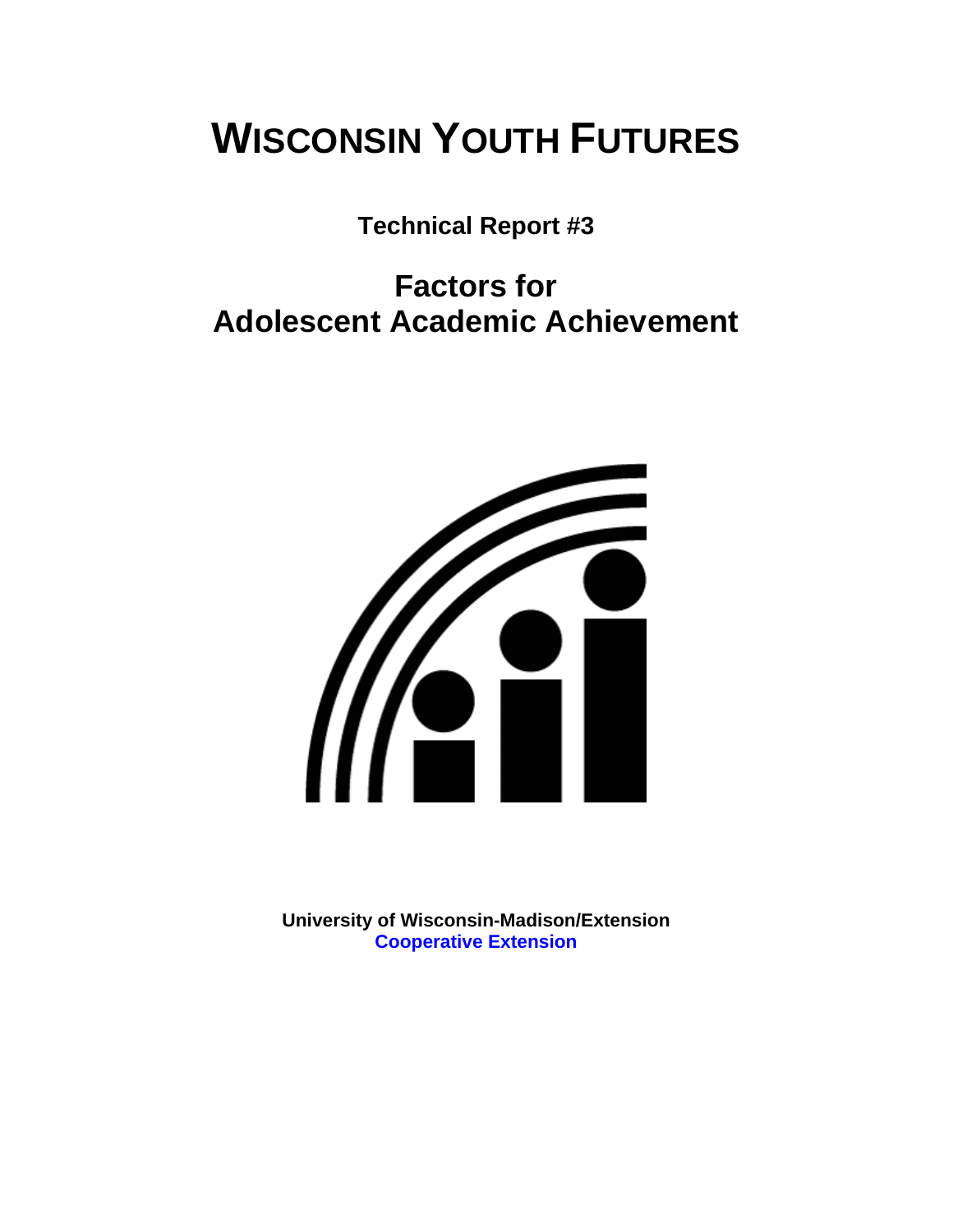# WISCONSIN YOUTH FUTURES

**Technical Report #3**

## Factors for Adolescent Academic Achievement

**University of Wisconsin-Madison/Extension**
**Cooperative Extension**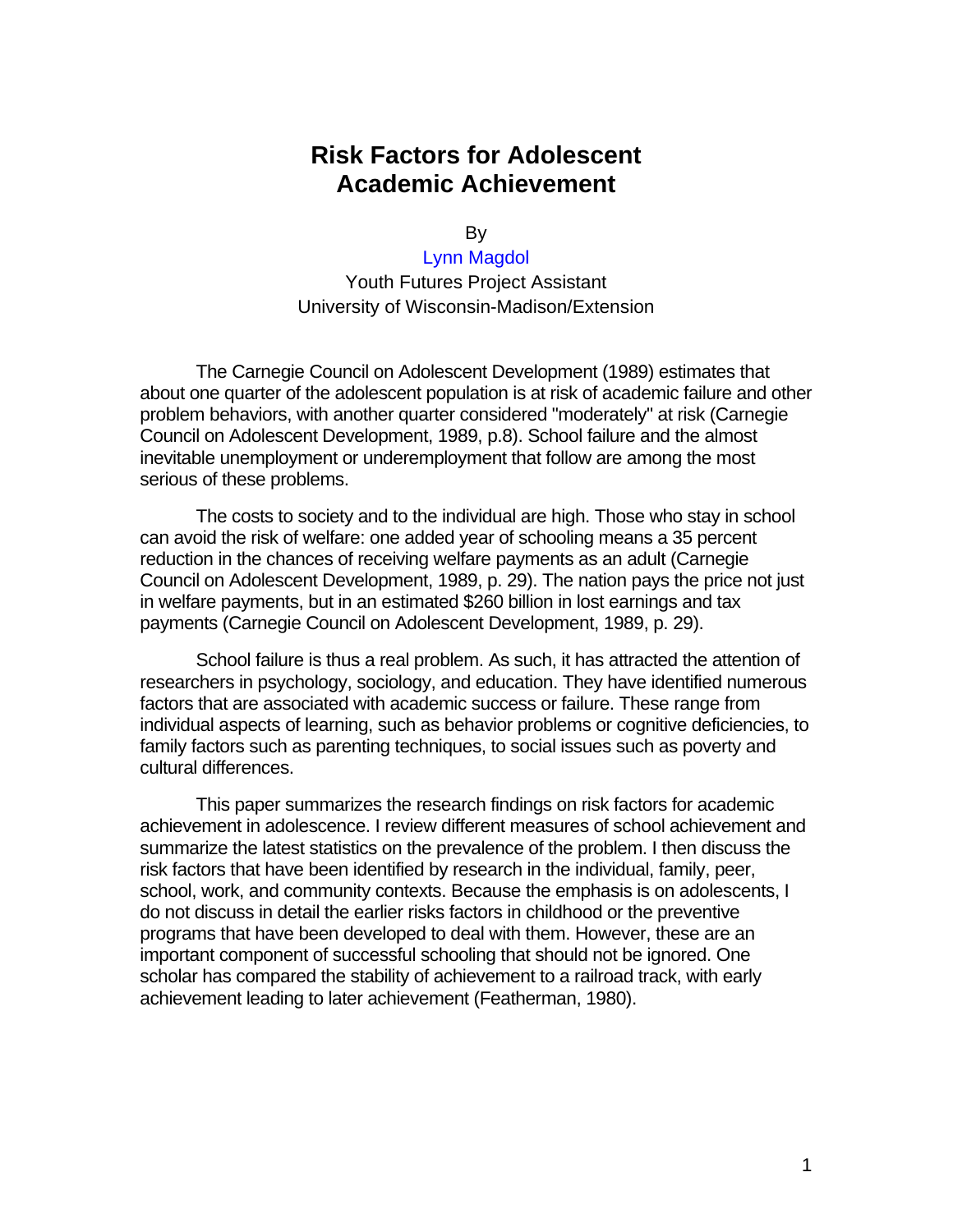# Risk Factors for Adolescent Academic Achievement

By

Lynn Magdol

Youth Futures Project Assistant

University of Wisconsin-Madison/Extension

The Carnegie Council on Adolescent Development (1989) estimates that about one quarter of the adolescent population is at risk of academic failure and other problem behaviors, with another quarter considered "moderately" at risk (Carnegie Council on Adolescent Development, 1989, p.8). School failure and the almost inevitable unemployment or underemployment that follow are among the most serious of these problems.

The costs to society and to the individual are high. Those who stay in school can avoid the risk of welfare: one added year of schooling means a 35 percent reduction in the chances of receiving welfare payments as an adult (Carnegie Council on Adolescent Development, 1989, p. 29). The nation pays the price not just in welfare payments, but in an estimated $260 billion in lost earnings and tax payments (Carnegie Council on Adolescent Development, 1989, p. 29).

School failure is thus a real problem. As such, it has attracted the attention of researchers in psychology, sociology, and education. They have identified numerous factors that are associated with academic success or failure. These range from individual aspects of learning, such as behavior problems or cognitive deficiencies, to family factors such as parenting techniques, to social issues such as poverty and cultural differences.

This paper summarizes the research findings on risk factors for academic achievement in adolescence. I review different measures of school achievement and summarize the latest statistics on the prevalence of the problem. I then discuss the risk factors that have been identified by research in the individual, family, peer, school, work, and community contexts. Because the emphasis is on adolescents, I do not discuss in detail the earlier risks factors in childhood or the preventive programs that have been developed to deal with them. However, these are an important component of successful schooling that should not be ignored. One scholar has compared the stability of achievement to a railroad track, with early achievement leading to later achievement (Featherman, 1980).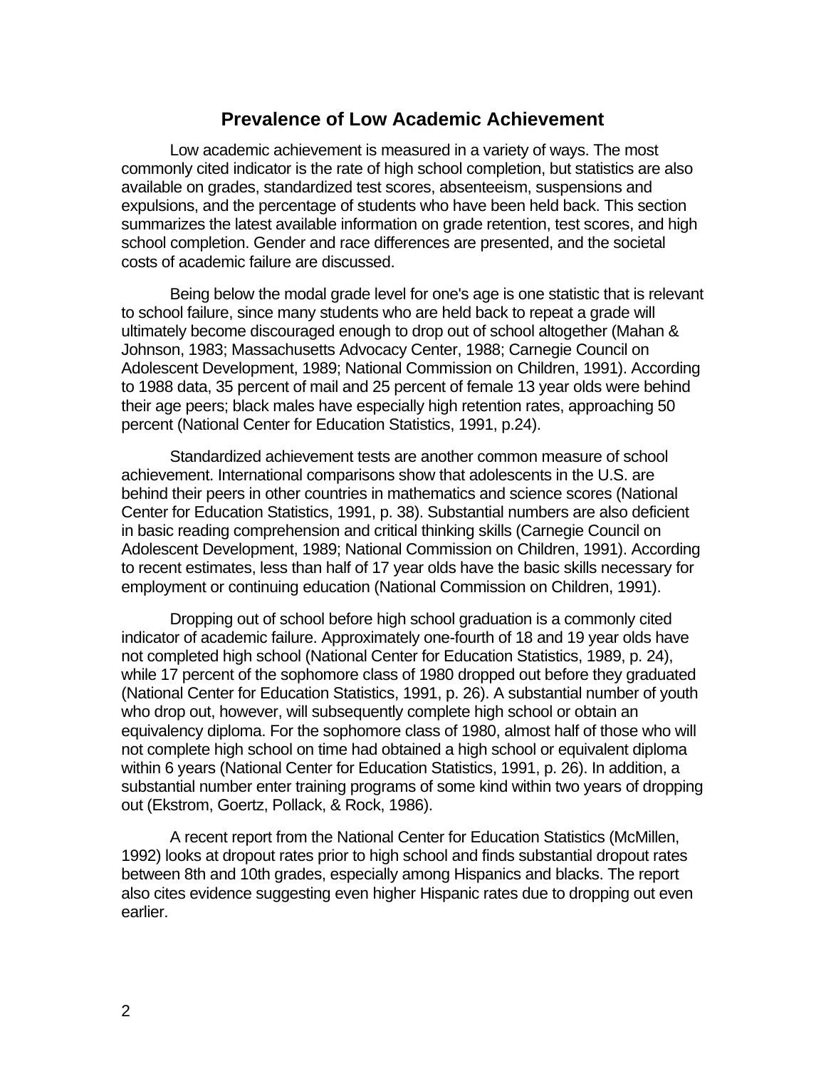## Prevalence of Low Academic Achievement

Low academic achievement is measured in a variety of ways. The most commonly cited indicator is the rate of high school completion, but statistics are also available on grades, standardized test scores, absenteeism, suspensions and expulsions, and the percentage of students who have been held back. This section summarizes the latest available information on grade retention, test scores, and high school completion. Gender and race differences are presented, and the societal costs of academic failure are discussed.

Being below the modal grade level for one's age is one statistic that is relevant to school failure, since many students who are held back to repeat a grade will ultimately become discouraged enough to drop out of school altogether (Mahan & Johnson, 1983; Massachusetts Advocacy Center, 1988; Carnegie Council on Adolescent Development, 1989; National Commission on Children, 1991). According to 1988 data, 35 percent of mail and 25 percent of female 13 year olds were behind their age peers; black males have especially high retention rates, approaching 50 percent (National Center for Education Statistics, 1991, p.24).

Standardized achievement tests are another common measure of school achievement. International comparisons show that adolescents in the U.S. are behind their peers in other countries in mathematics and science scores (National Center for Education Statistics, 1991, p. 38). Substantial numbers are also deficient in basic reading comprehension and critical thinking skills (Carnegie Council on Adolescent Development, 1989; National Commission on Children, 1991). According to recent estimates, less than half of 17 year olds have the basic skills necessary for employment or continuing education (National Commission on Children, 1991).

Dropping out of school before high school graduation is a commonly cited indicator of academic failure. Approximately one-fourth of 18 and 19 year olds have not completed high school (National Center for Education Statistics, 1989, p. 24), while 17 percent of the sophomore class of 1980 dropped out before they graduated (National Center for Education Statistics, 1991, p. 26). A substantial number of youth who drop out, however, will subsequently complete high school or obtain an equivalency diploma. For the sophomore class of 1980, almost half of those who will not complete high school on time had obtained a high school or equivalent diploma within 6 years (National Center for Education Statistics, 1991, p. 26). In addition, a substantial number enter training programs of some kind within two years of dropping out (Ekstrom, Goertz, Pollack, & Rock, 1986).

A recent report from the National Center for Education Statistics (McMillen, 1992) looks at dropout rates prior to high school and finds substantial dropout rates between 8th and 10th grades, especially among Hispanics and blacks. The report also cites evidence suggesting even higher Hispanic rates due to dropping out even earlier.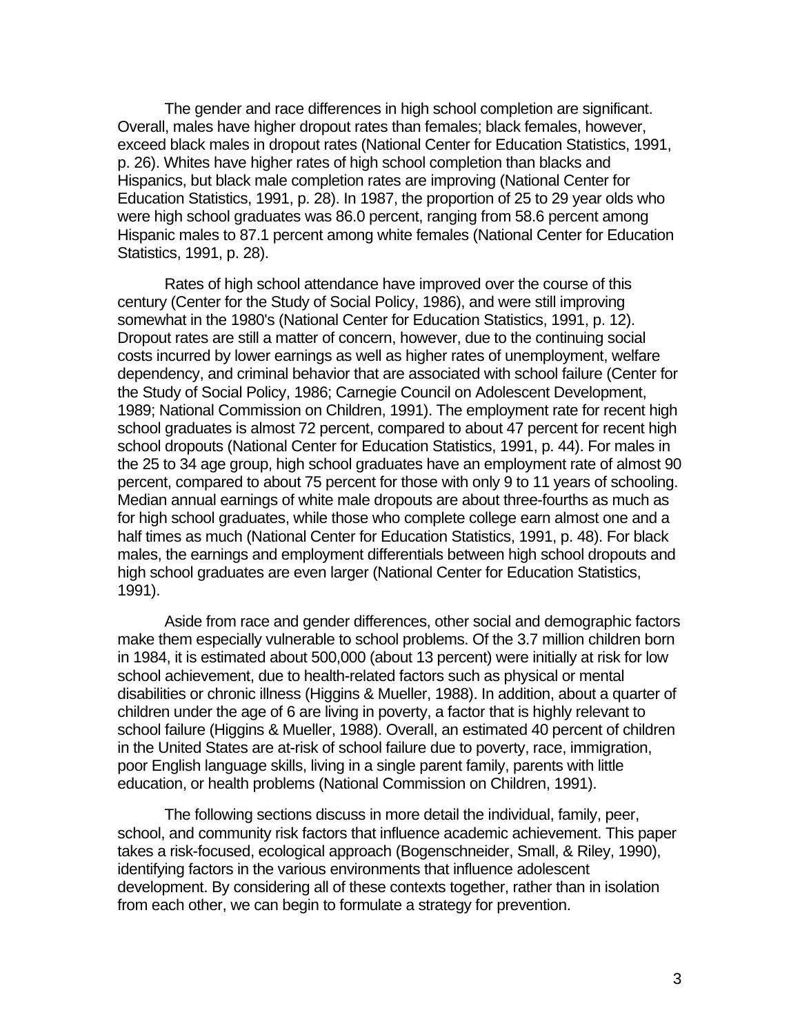The gender and race differences in high school completion are significant. Overall, males have higher dropout rates than females; black females, however, exceed black males in dropout rates (National Center for Education Statistics, 1991, p. 26). Whites have higher rates of high school completion than blacks and Hispanics, but black male completion rates are improving (National Center for Education Statistics, 1991, p. 28). In 1987, the proportion of 25 to 29 year olds who were high school graduates was 86.0 percent, ranging from 58.6 percent among Hispanic males to 87.1 percent among white females (National Center for Education Statistics, 1991, p. 28).

Rates of high school attendance have improved over the course of this century (Center for the Study of Social Policy, 1986), and were still improving somewhat in the 1980's (National Center for Education Statistics, 1991, p. 12). Dropout rates are still a matter of concern, however, due to the continuing social costs incurred by lower earnings as well as higher rates of unemployment, welfare dependency, and criminal behavior that are associated with school failure (Center for the Study of Social Policy, 1986; Carnegie Council on Adolescent Development, 1989; National Commission on Children, 1991). The employment rate for recent high school graduates is almost 72 percent, compared to about 47 percent for recent high school dropouts (National Center for Education Statistics, 1991, p. 44). For males in the 25 to 34 age group, high school graduates have an employment rate of almost 90 percent, compared to about 75 percent for those with only 9 to 11 years of schooling. Median annual earnings of white male dropouts are about three-fourths as much as for high school graduates, while those who complete college earn almost one and a half times as much (National Center for Education Statistics, 1991, p. 48). For black males, the earnings and employment differentials between high school dropouts and high school graduates are even larger (National Center for Education Statistics, 1991).

Aside from race and gender differences, other social and demographic factors make them especially vulnerable to school problems. Of the 3.7 million children born in 1984, it is estimated about 500,000 (about 13 percent) were initially at risk for low school achievement, due to health-related factors such as physical or mental disabilities or chronic illness (Higgins & Mueller, 1988). In addition, about a quarter of children under the age of 6 are living in poverty, a factor that is highly relevant to school failure (Higgins & Mueller, 1988). Overall, an estimated 40 percent of children in the United States are at-risk of school failure due to poverty, race, immigration, poor English language skills, living in a single parent family, parents with little education, or health problems (National Commission on Children, 1991).

The following sections discuss in more detail the individual, family, peer, school, and community risk factors that influence academic achievement. This paper takes a risk-focused, ecological approach (Bogenschneider, Small, & Riley, 1990), identifying factors in the various environments that influence adolescent development. By considering all of these contexts together, rather than in isolation from each other, we can begin to formulate a strategy for prevention.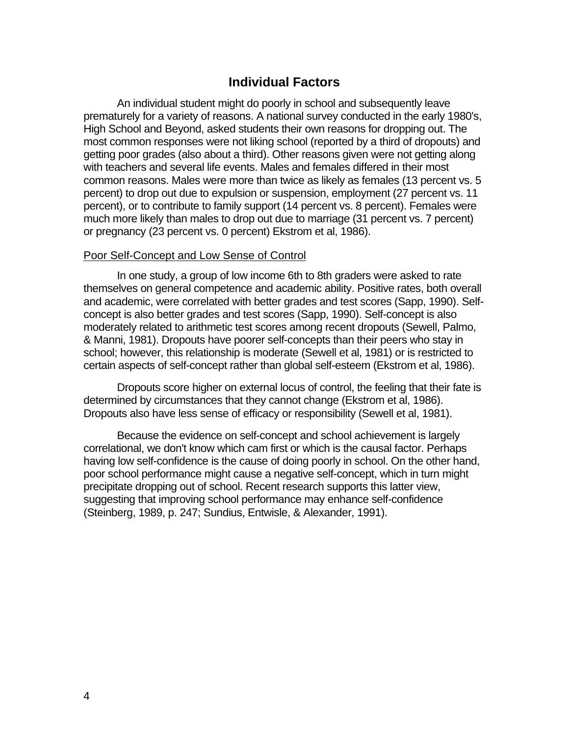## Individual Factors

An individual student might do poorly in school and subsequently leave prematurely for a variety of reasons. A national survey conducted in the early 1980's, High School and Beyond, asked students their own reasons for dropping out. The most common responses were not liking school (reported by a third of dropouts) and getting poor grades (also about a third). Other reasons given were not getting along with teachers and several life events. Males and females differed in their most common reasons. Males were more than twice as likely as females (13 percent vs. 5 percent) to drop out due to expulsion or suspension, employment (27 percent vs. 11 percent), or to contribute to family support (14 percent vs. 8 percent). Females were much more likely than males to drop out due to marriage (31 percent vs. 7 percent) or pregnancy (23 percent vs. 0 percent) Ekstrom et al, 1986).

### Poor Self-Concept and Low Sense of Control

In one study, a group of low income 6th to 8th graders were asked to rate themselves on general competence and academic ability. Positive rates, both overall and academic, were correlated with better grades and test scores (Sapp, 1990). Self-concept is also better grades and test scores (Sapp, 1990). Self-concept is also moderately related to arithmetic test scores among recent dropouts (Sewell, Palmo, & Manni, 1981). Dropouts have poorer self-concepts than their peers who stay in school; however, this relationship is moderate (Sewell et al, 1981) or is restricted to certain aspects of self-concept rather than global self-esteem (Ekstrom et al, 1986).

Dropouts score higher on external locus of control, the feeling that their fate is determined by circumstances that they cannot change (Ekstrom et al, 1986). Dropouts also have less sense of efficacy or responsibility (Sewell et al, 1981).

Because the evidence on self-concept and school achievement is largely correlational, we don't know which cam first or which is the causal factor. Perhaps having low self-confidence is the cause of doing poorly in school. On the other hand, poor school performance might cause a negative self-concept, which in turn might precipitate dropping out of school. Recent research supports this latter view, suggesting that improving school performance may enhance self-confidence (Steinberg, 1989, p. 247; Sundius, Entwisle, & Alexander, 1991).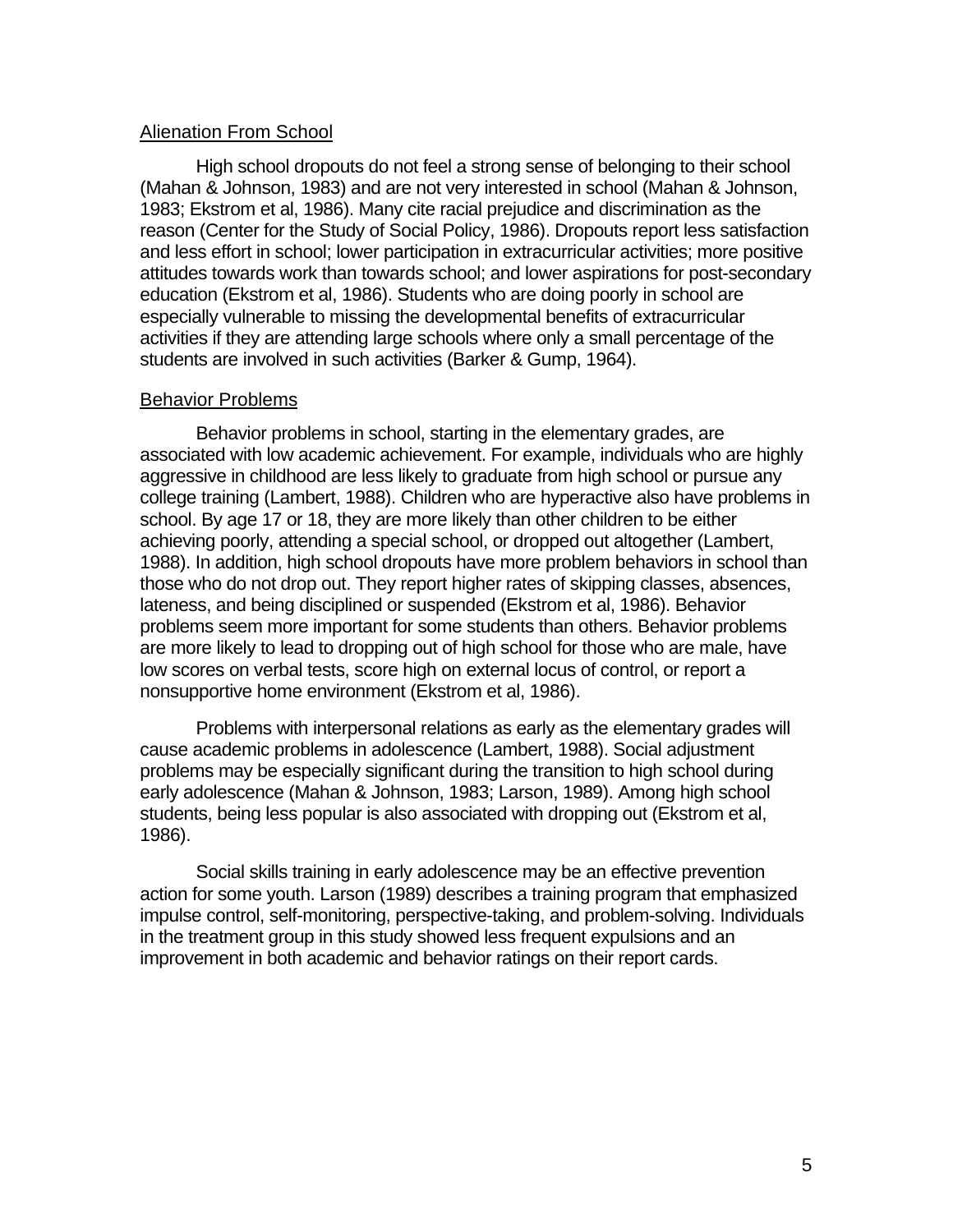## Alienation From School

High school dropouts do not feel a strong sense of belonging to their school (Mahan & Johnson, 1983) and are not very interested in school (Mahan & Johnson, 1983; Ekstrom et al, 1986). Many cite racial prejudice and discrimination as the reason (Center for the Study of Social Policy, 1986). Dropouts report less satisfaction and less effort in school; lower participation in extracurricular activities; more positive attitudes towards work than towards school; and lower aspirations for post-secondary education (Ekstrom et al, 1986). Students who are doing poorly in school are especially vulnerable to missing the developmental benefits of extracurricular activities if they are attending large schools where only a small percentage of the students are involved in such activities (Barker & Gump, 1964).

## Behavior Problems

Behavior problems in school, starting in the elementary grades, are associated with low academic achievement. For example, individuals who are highly aggressive in childhood are less likely to graduate from high school or pursue any college training (Lambert, 1988). Children who are hyperactive also have problems in school. By age 17 or 18, they are more likely than other children to be either achieving poorly, attending a special school, or dropped out altogether (Lambert, 1988). In addition, high school dropouts have more problem behaviors in school than those who do not drop out. They report higher rates of skipping classes, absences, lateness, and being disciplined or suspended (Ekstrom et al, 1986). Behavior problems seem more important for some students than others. Behavior problems are more likely to lead to dropping out of high school for those who are male, have low scores on verbal tests, score high on external locus of control, or report a nonsupportive home environment (Ekstrom et al, 1986).

Problems with interpersonal relations as early as the elementary grades will cause academic problems in adolescence (Lambert, 1988). Social adjustment problems may be especially significant during the transition to high school during early adolescence (Mahan & Johnson, 1983; Larson, 1989). Among high school students, being less popular is also associated with dropping out (Ekstrom et al, 1986).

Social skills training in early adolescence may be an effective prevention action for some youth. Larson (1989) describes a training program that emphasized impulse control, self-monitoring, perspective-taking, and problem-solving. Individuals in the treatment group in this study showed less frequent expulsions and an improvement in both academic and behavior ratings on their report cards.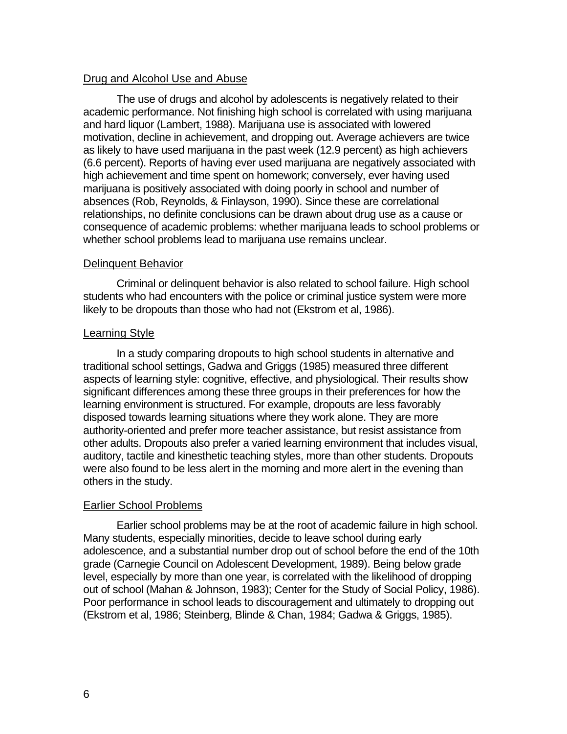### Drug and Alcohol Use and Abuse

The use of drugs and alcohol by adolescents is negatively related to their academic performance. Not finishing high school is correlated with using marijuana and hard liquor (Lambert, 1988). Marijuana use is associated with lowered motivation, decline in achievement, and dropping out. Average achievers are twice as likely to have used marijuana in the past week (12.9 percent) as high achievers (6.6 percent). Reports of having ever used marijuana are negatively associated with high achievement and time spent on homework; conversely, ever having used marijuana is positively associated with doing poorly in school and number of absences (Rob, Reynolds, & Finlayson, 1990). Since these are correlational relationships, no definite conclusions can be drawn about drug use as a cause or consequence of academic problems: whether marijuana leads to school problems or whether school problems lead to marijuana use remains unclear.

### Delinquent Behavior

Criminal or delinquent behavior is also related to school failure. High school students who had encounters with the police or criminal justice system were more likely to be dropouts than those who had not (Ekstrom et al, 1986).

### Learning Style

In a study comparing dropouts to high school students in alternative and traditional school settings, Gadwa and Griggs (1985) measured three different aspects of learning style: cognitive, effective, and physiological. Their results show significant differences among these three groups in their preferences for how the learning environment is structured. For example, dropouts are less favorably disposed towards learning situations where they work alone. They are more authority-oriented and prefer more teacher assistance, but resist assistance from other adults. Dropouts also prefer a varied learning environment that includes visual, auditory, tactile and kinesthetic teaching styles, more than other students. Dropouts were also found to be less alert in the morning and more alert in the evening than others in the study.

### Earlier School Problems

Earlier school problems may be at the root of academic failure in high school. Many students, especially minorities, decide to leave school during early adolescence, and a substantial number drop out of school before the end of the 10th grade (Carnegie Council on Adolescent Development, 1989). Being below grade level, especially by more than one year, is correlated with the likelihood of dropping out of school (Mahan & Johnson, 1983); Center for the Study of Social Policy, 1986). Poor performance in school leads to discouragement and ultimately to dropping out (Ekstrom et al, 1986; Steinberg, Blinde & Chan, 1984; Gadwa & Griggs, 1985).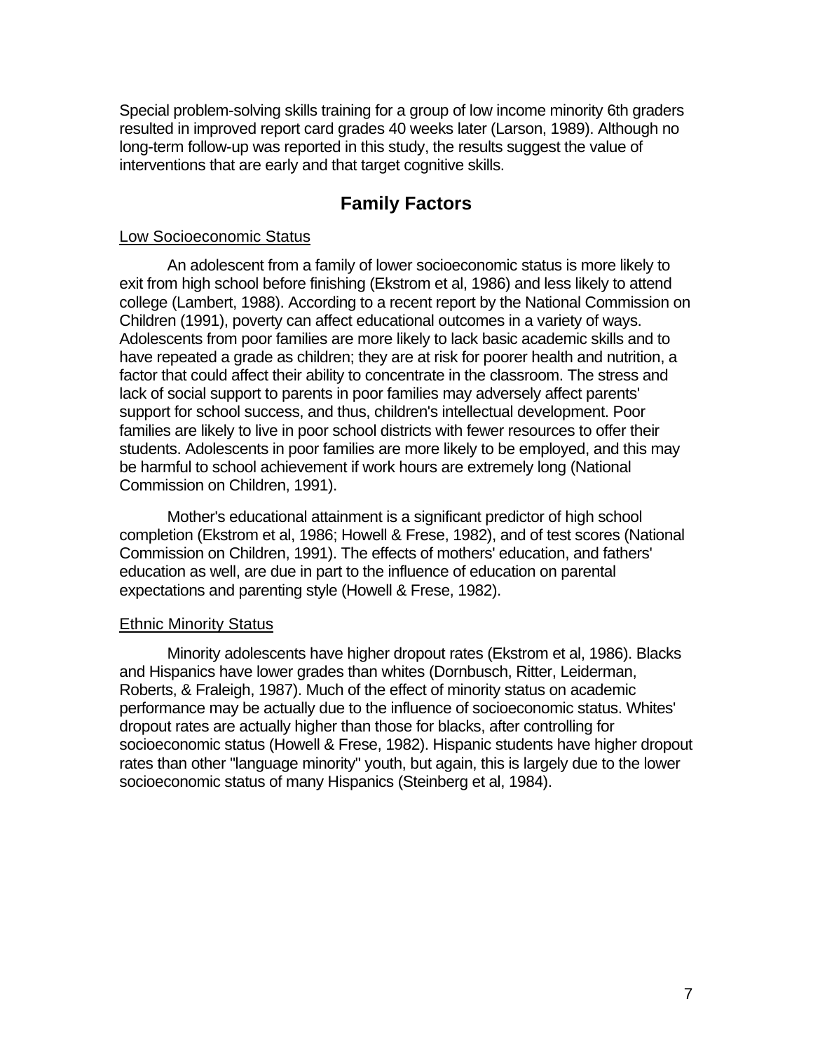Special problem-solving skills training for a group of low income minority 6th graders resulted in improved report card grades 40 weeks later (Larson, 1989). Although no long-term follow-up was reported in this study, the results suggest the value of interventions that are early and that target cognitive skills.

## Family Factors

### Low Socioeconomic Status

An adolescent from a family of lower socioeconomic status is more likely to exit from high school before finishing (Ekstrom et al, 1986) and less likely to attend college (Lambert, 1988). According to a recent report by the National Commission on Children (1991), poverty can affect educational outcomes in a variety of ways. Adolescents from poor families are more likely to lack basic academic skills and to have repeated a grade as children; they are at risk for poorer health and nutrition, a factor that could affect their ability to concentrate in the classroom. The stress and lack of social support to parents in poor families may adversely affect parents' support for school success, and thus, children's intellectual development. Poor families are likely to live in poor school districts with fewer resources to offer their students. Adolescents in poor families are more likely to be employed, and this may be harmful to school achievement if work hours are extremely long (National Commission on Children, 1991).

Mother's educational attainment is a significant predictor of high school completion (Ekstrom et al, 1986; Howell & Frese, 1982), and of test scores (National Commission on Children, 1991). The effects of mothers' education, and fathers' education as well, are due in part to the influence of education on parental expectations and parenting style (Howell & Frese, 1982).

### Ethnic Minority Status

Minority adolescents have higher dropout rates (Ekstrom et al, 1986). Blacks and Hispanics have lower grades than whites (Dornbusch, Ritter, Leiderman, Roberts, & Fraleigh, 1987). Much of the effect of minority status on academic performance may be actually due to the influence of socioeconomic status. Whites' dropout rates are actually higher than those for blacks, after controlling for socioeconomic status (Howell & Frese, 1982). Hispanic students have higher dropout rates than other "language minority" youth, but again, this is largely due to the lower socioeconomic status of many Hispanics (Steinberg et al, 1984).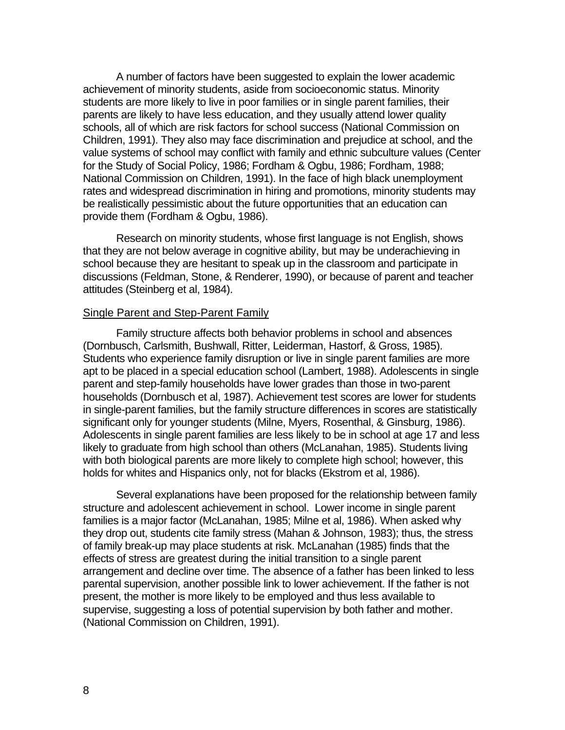A number of factors have been suggested to explain the lower academic achievement of minority students, aside from socioeconomic status. Minority students are more likely to live in poor families or in single parent families, their parents are likely to have less education, and they usually attend lower quality schools, all of which are risk factors for school success (National Commission on Children, 1991). They also may face discrimination and prejudice at school, and the value systems of school may conflict with family and ethnic subculture values (Center for the Study of Social Policy, 1986; Fordham & Ogbu, 1986; Fordham, 1988; National Commission on Children, 1991). In the face of high black unemployment rates and widespread discrimination in hiring and promotions, minority students may be realistically pessimistic about the future opportunities that an education can provide them (Fordham & Ogbu, 1986).

Research on minority students, whose first language is not English, shows that they are not below average in cognitive ability, but may be underachieving in school because they are hesitant to speak up in the classroom and participate in discussions (Feldman, Stone, & Renderer, 1990), or because of parent and teacher attitudes (Steinberg et al, 1984).

## Single Parent and Step-Parent Family

Family structure affects both behavior problems in school and absences (Dornbusch, Carlsmith, Bushwall, Ritter, Leiderman, Hastorf, & Gross, 1985). Students who experience family disruption or live in single parent families are more apt to be placed in a special education school (Lambert, 1988). Adolescents in single parent and step-family households have lower grades than those in two-parent households (Dornbusch et al, 1987). Achievement test scores are lower for students in single-parent families, but the family structure differences in scores are statistically significant only for younger students (Milne, Myers, Rosenthal, & Ginsburg, 1986). Adolescents in single parent families are less likely to be in school at age 17 and less likely to graduate from high school than others (McLanahan, 1985). Students living with both biological parents are more likely to complete high school; however, this holds for whites and Hispanics only, not for blacks (Ekstrom et al, 1986).

Several explanations have been proposed for the relationship between family structure and adolescent achievement in school. Lower income in single parent families is a major factor (McLanahan, 1985; Milne et al, 1986). When asked why they drop out, students cite family stress (Mahan & Johnson, 1983); thus, the stress of family break-up may place students at risk. McLanahan (1985) finds that the effects of stress are greatest during the initial transition to a single parent arrangement and decline over time. The absence of a father has been linked to less parental supervision, another possible link to lower achievement. If the father is not present, the mother is more likely to be employed and thus less available to supervise, suggesting a loss of potential supervision by both father and mother. (National Commission on Children, 1991).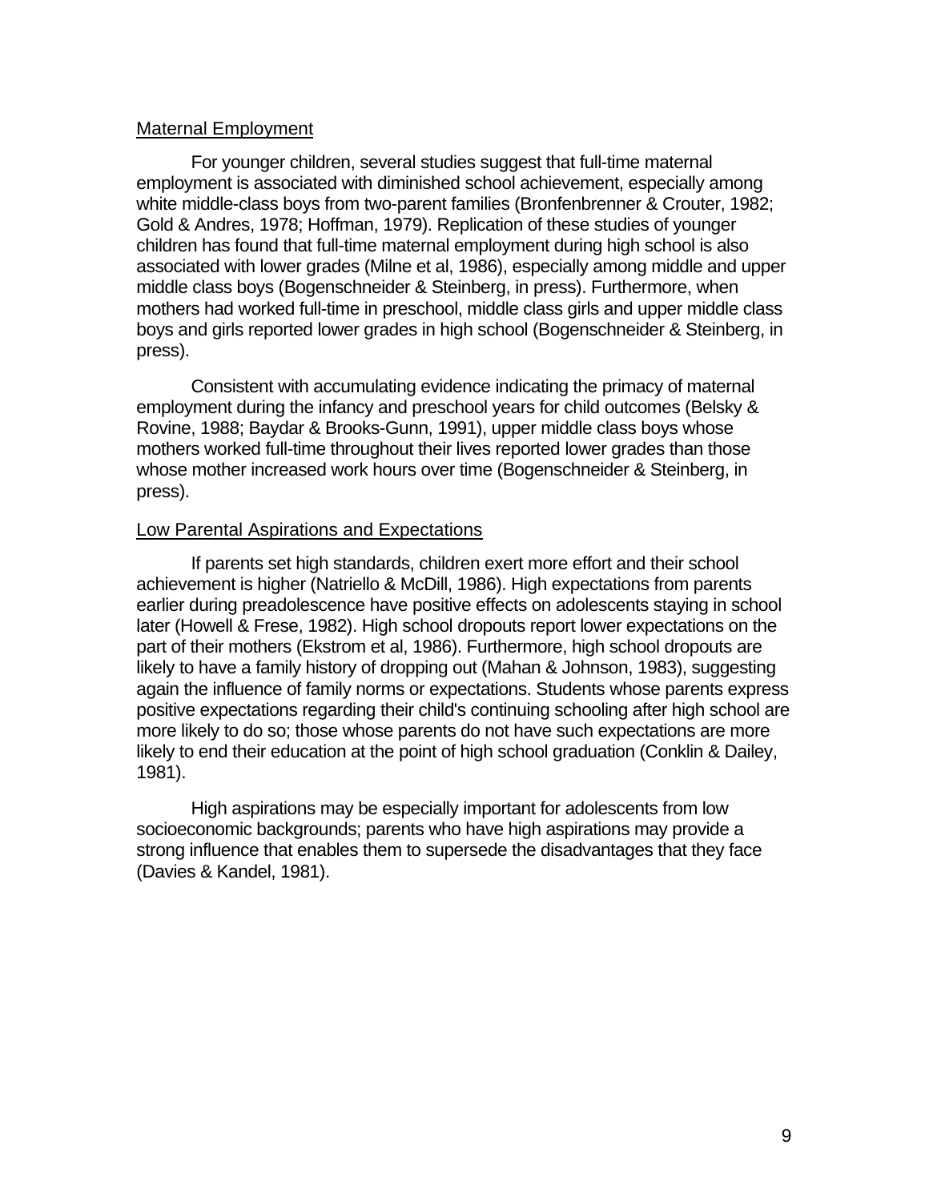Maternal Employment

For younger children, several studies suggest that full-time maternal employment is associated with diminished school achievement, especially among white middle-class boys from two-parent families (Bronfenbrenner & Crouter, 1982; Gold & Andres, 1978; Hoffman, 1979). Replication of these studies of younger children has found that full-time maternal employment during high school is also associated with lower grades (Milne et al, 1986), especially among middle and upper middle class boys (Bogenschneider & Steinberg, in press). Furthermore, when mothers had worked full-time in preschool, middle class girls and upper middle class boys and girls reported lower grades in high school (Bogenschneider & Steinberg, in press).

Consistent with accumulating evidence indicating the primacy of maternal employment during the infancy and preschool years for child outcomes (Belsky & Rovine, 1988; Baydar & Brooks-Gunn, 1991), upper middle class boys whose mothers worked full-time throughout their lives reported lower grades than those whose mother increased work hours over time (Bogenschneider & Steinberg, in press).

Low Parental Aspirations and Expectations

If parents set high standards, children exert more effort and their school achievement is higher (Natriello & McDill, 1986). High expectations from parents earlier during preadolescence have positive effects on adolescents staying in school later (Howell & Frese, 1982). High school dropouts report lower expectations on the part of their mothers (Ekstrom et al, 1986). Furthermore, high school dropouts are likely to have a family history of dropping out (Mahan & Johnson, 1983), suggesting again the influence of family norms or expectations. Students whose parents express positive expectations regarding their child's continuing schooling after high school are more likely to do so; those whose parents do not have such expectations are more likely to end their education at the point of high school graduation (Conklin & Dailey, 1981).

High aspirations may be especially important for adolescents from low socioeconomic backgrounds; parents who have high aspirations may provide a strong influence that enables them to supersede the disadvantages that they face (Davies & Kandel, 1981).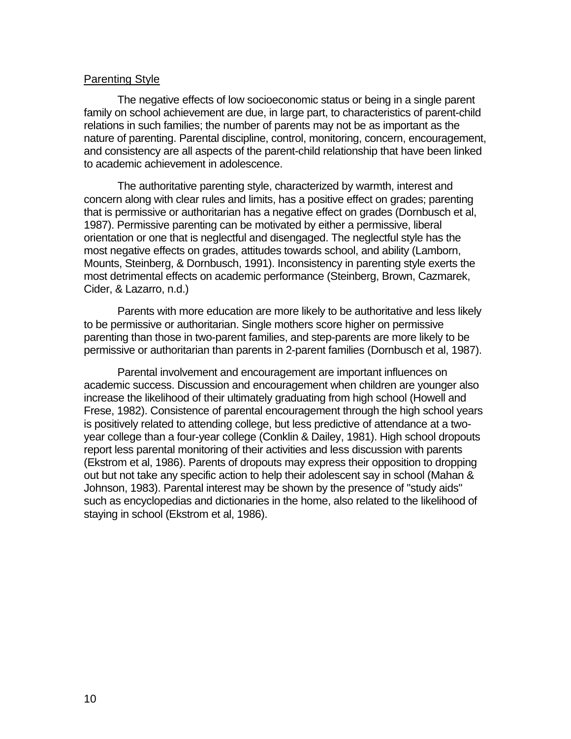## Parenting Style

The negative effects of low socioeconomic status or being in a single parent family on school achievement are due, in large part, to characteristics of parent-child relations in such families; the number of parents may not be as important as the nature of parenting. Parental discipline, control, monitoring, concern, encouragement, and consistency are all aspects of the parent-child relationship that have been linked to academic achievement in adolescence.

The authoritative parenting style, characterized by warmth, interest and concern along with clear rules and limits, has a positive effect on grades; parenting that is permissive or authoritarian has a negative effect on grades (Dornbusch et al, 1987). Permissive parenting can be motivated by either a permissive, liberal orientation or one that is neglectful and disengaged. The neglectful style has the most negative effects on grades, attitudes towards school, and ability (Lamborn, Mounts, Steinberg, & Dornbusch, 1991). Inconsistency in parenting style exerts the most detrimental effects on academic performance (Steinberg, Brown, Cazmarek, Cider, & Lazarro, n.d.)

Parents with more education are more likely to be authoritative and less likely to be permissive or authoritarian. Single mothers score higher on permissive parenting than those in two-parent families, and step-parents are more likely to be permissive or authoritarian than parents in 2-parent families (Dornbusch et al, 1987).

Parental involvement and encouragement are important influences on academic success. Discussion and encouragement when children are younger also increase the likelihood of their ultimately graduating from high school (Howell and Frese, 1982). Consistence of parental encouragement through the high school years is positively related to attending college, but less predictive of attendance at a two-year college than a four-year college (Conklin & Dailey, 1981). High school dropouts report less parental monitoring of their activities and less discussion with parents (Ekstrom et al, 1986). Parents of dropouts may express their opposition to dropping out but not take any specific action to help their adolescent say in school (Mahan & Johnson, 1983). Parental interest may be shown by the presence of "study aids" such as encyclopedias and dictionaries in the home, also related to the likelihood of staying in school (Ekstrom et al, 1986).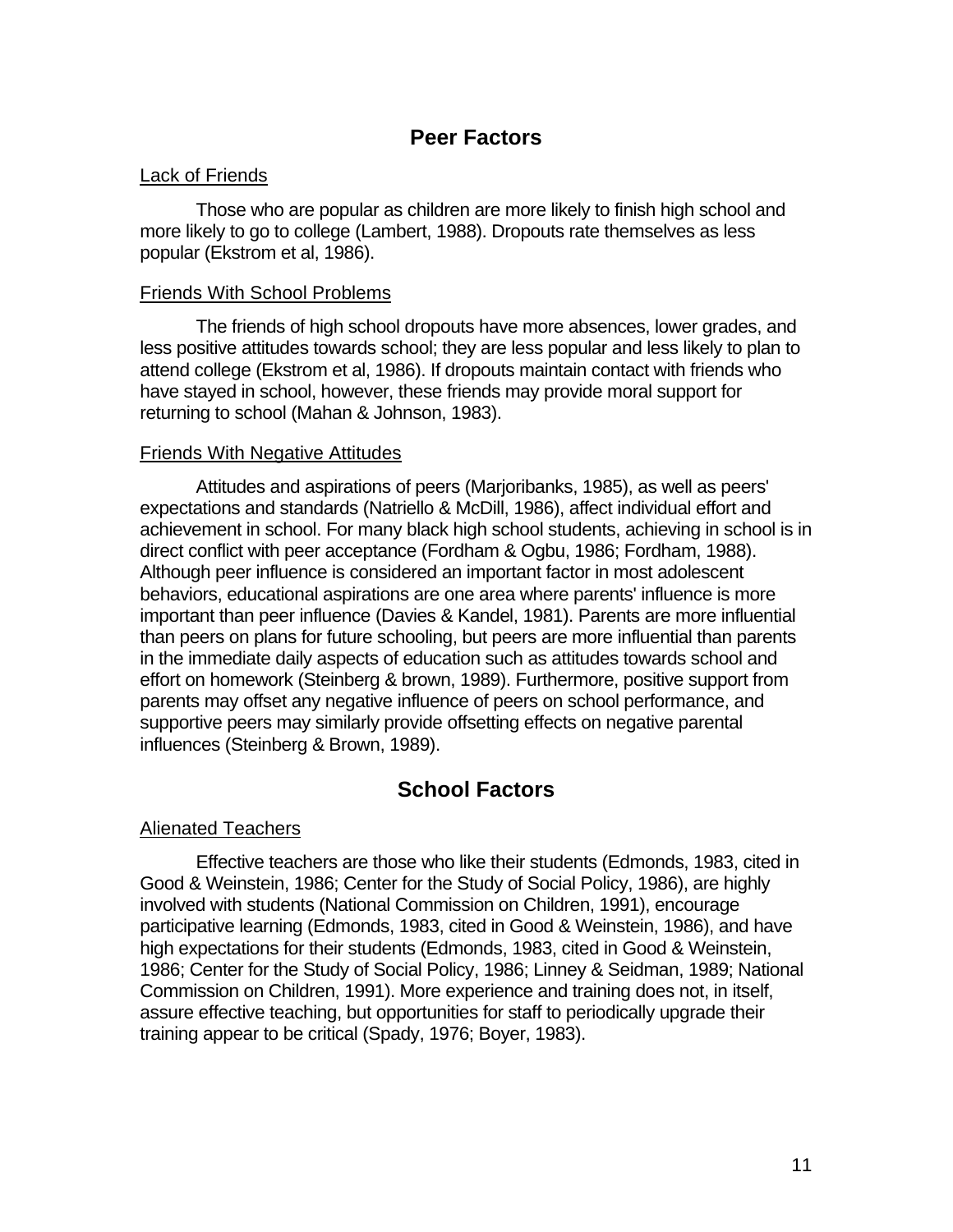## Peer Factors

### Lack of Friends

Those who are popular as children are more likely to finish high school and more likely to go to college (Lambert, 1988). Dropouts rate themselves as less popular (Ekstrom et al, 1986).

### Friends With School Problems

The friends of high school dropouts have more absences, lower grades, and less positive attitudes towards school; they are less popular and less likely to plan to attend college (Ekstrom et al, 1986). If dropouts maintain contact with friends who have stayed in school, however, these friends may provide moral support for returning to school (Mahan & Johnson, 1983).

### Friends With Negative Attitudes

Attitudes and aspirations of peers (Marjoribanks, 1985), as well as peers' expectations and standards (Natriello & McDill, 1986), affect individual effort and achievement in school. For many black high school students, achieving in school is in direct conflict with peer acceptance (Fordham & Ogbu, 1986; Fordham, 1988). Although peer influence is considered an important factor in most adolescent behaviors, educational aspirations are one area where parents' influence is more important than peer influence (Davies & Kandel, 1981). Parents are more influential than peers on plans for future schooling, but peers are more influential than parents in the immediate daily aspects of education such as attitudes towards school and effort on homework (Steinberg & brown, 1989). Furthermore, positive support from parents may offset any negative influence of peers on school performance, and supportive peers may similarly provide offsetting effects on negative parental influences (Steinberg & Brown, 1989).

## School Factors

### Alienated Teachers

Effective teachers are those who like their students (Edmonds, 1983, cited in Good & Weinstein, 1986; Center for the Study of Social Policy, 1986), are highly involved with students (National Commission on Children, 1991), encourage participative learning (Edmonds, 1983, cited in Good & Weinstein, 1986), and have high expectations for their students (Edmonds, 1983, cited in Good & Weinstein, 1986; Center for the Study of Social Policy, 1986; Linney & Seidman, 1989; National Commission on Children, 1991). More experience and training does not, in itself, assure effective teaching, but opportunities for staff to periodically upgrade their training appear to be critical (Spady, 1976; Boyer, 1983).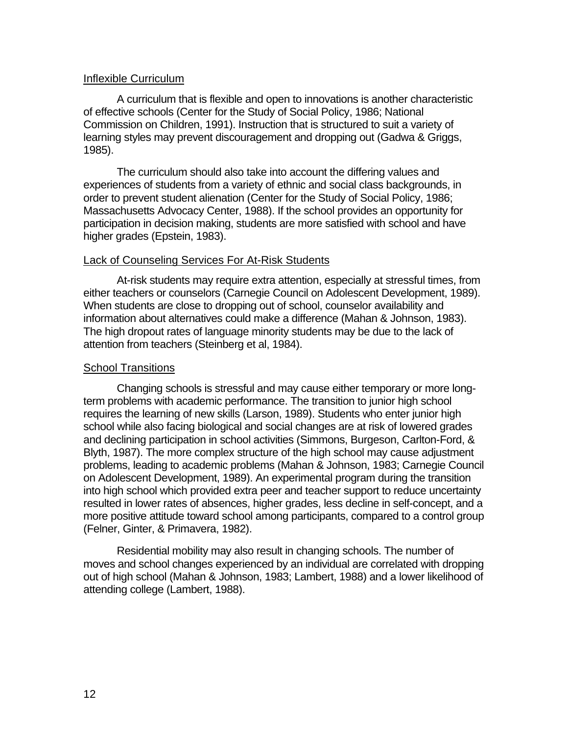### Inflexible Curriculum

A curriculum that is flexible and open to innovations is another characteristic of effective schools (Center for the Study of Social Policy, 1986; National Commission on Children, 1991). Instruction that is structured to suit a variety of learning styles may prevent discouragement and dropping out (Gadwa & Griggs, 1985).

The curriculum should also take into account the differing values and experiences of students from a variety of ethnic and social class backgrounds, in order to prevent student alienation (Center for the Study of Social Policy, 1986; Massachusetts Advocacy Center, 1988). If the school provides an opportunity for participation in decision making, students are more satisfied with school and have higher grades (Epstein, 1983).

### Lack of Counseling Services For At-Risk Students

At-risk students may require extra attention, especially at stressful times, from either teachers or counselors (Carnegie Council on Adolescent Development, 1989). When students are close to dropping out of school, counselor availability and information about alternatives could make a difference (Mahan & Johnson, 1983). The high dropout rates of language minority students may be due to the lack of attention from teachers (Steinberg et al, 1984).

### School Transitions

Changing schools is stressful and may cause either temporary or more long-term problems with academic performance. The transition to junior high school requires the learning of new skills (Larson, 1989). Students who enter junior high school while also facing biological and social changes are at risk of lowered grades and declining participation in school activities (Simmons, Burgeson, Carlton-Ford, & Blyth, 1987). The more complex structure of the high school may cause adjustment problems, leading to academic problems (Mahan & Johnson, 1983; Carnegie Council on Adolescent Development, 1989). An experimental program during the transition into high school which provided extra peer and teacher support to reduce uncertainty resulted in lower rates of absences, higher grades, less decline in self-concept, and a more positive attitude toward school among participants, compared to a control group (Felner, Ginter, & Primavera, 1982).

Residential mobility may also result in changing schools. The number of moves and school changes experienced by an individual are correlated with dropping out of high school (Mahan & Johnson, 1983; Lambert, 1988) and a lower likelihood of attending college (Lambert, 1988).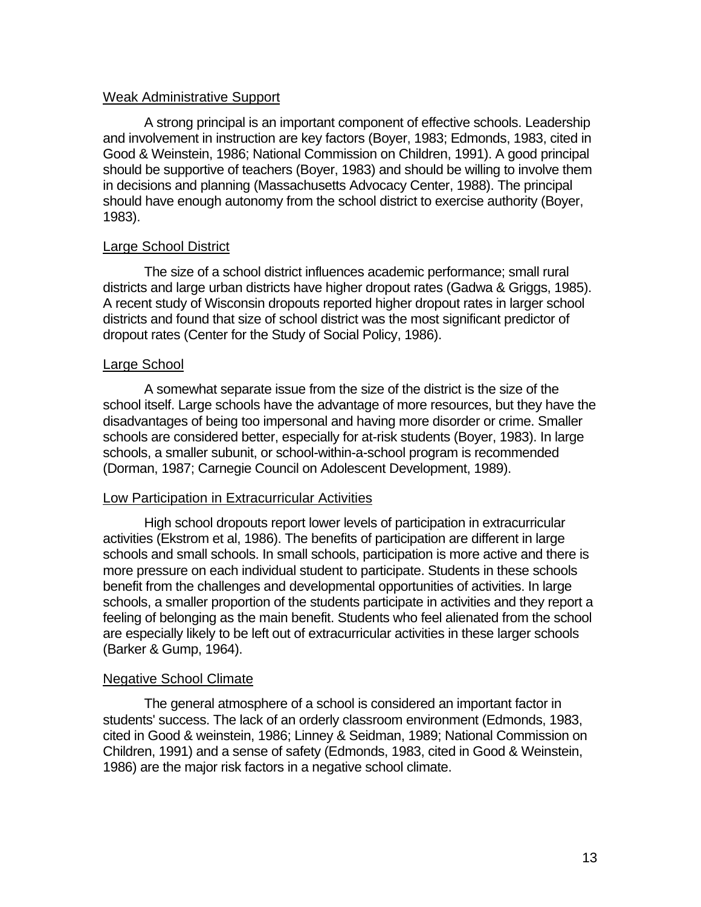<u>Weak Administrative Support</u>

A strong principal is an important component of effective schools. Leadership and involvement in instruction are key factors (Boyer, 1983; Edmonds, 1983, cited in Good & Weinstein, 1986; National Commission on Children, 1991). A good principal should be supportive of teachers (Boyer, 1983) and should be willing to involve them in decisions and planning (Massachusetts Advocacy Center, 1988). The principal should have enough autonomy from the school district to exercise authority (Boyer, 1983).

<u>Large School District</u>

The size of a school district influences academic performance; small rural districts and large urban districts have higher dropout rates (Gadwa & Griggs, 1985). A recent study of Wisconsin dropouts reported higher dropout rates in larger school districts and found that size of school district was the most significant predictor of dropout rates (Center for the Study of Social Policy, 1986).

<u>Large School</u>

A somewhat separate issue from the size of the district is the size of the school itself. Large schools have the advantage of more resources, but they have the disadvantages of being too impersonal and having more disorder or crime. Smaller schools are considered better, especially for at-risk students (Boyer, 1983). In large schools, a smaller subunit, or school-within-a-school program is recommended (Dorman, 1987; Carnegie Council on Adolescent Development, 1989).

<u>Low Participation in Extracurricular Activities</u>

High school dropouts report lower levels of participation in extracurricular activities (Ekstrom et al, 1986). The benefits of participation are different in large schools and small schools. In small schools, participation is more active and there is more pressure on each individual student to participate. Students in these schools benefit from the challenges and developmental opportunities of activities. In large schools, a smaller proportion of the students participate in activities and they report a feeling of belonging as the main benefit. Students who feel alienated from the school are especially likely to be left out of extracurricular activities in these larger schools (Barker & Gump, 1964).

<u>Negative School Climate</u>

The general atmosphere of a school is considered an important factor in students' success. The lack of an orderly classroom environment (Edmonds, 1983, cited in Good & weinstein, 1986; Linney & Seidman, 1989; National Commission on Children, 1991) and a sense of safety (Edmonds, 1983, cited in Good & Weinstein, 1986) are the major risk factors in a negative school climate.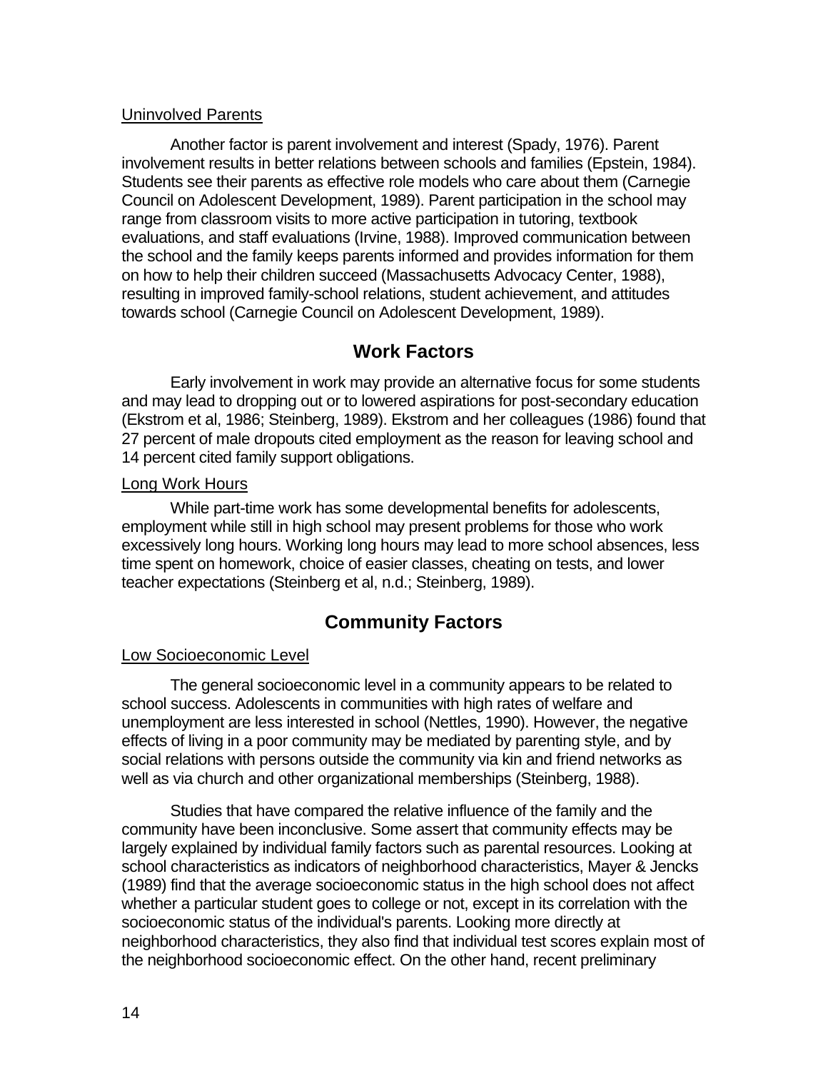Uninvolved Parents

Another factor is parent involvement and interest (Spady, 1976). Parent involvement results in better relations between schools and families (Epstein, 1984). Students see their parents as effective role models who care about them (Carnegie Council on Adolescent Development, 1989). Parent participation in the school may range from classroom visits to more active participation in tutoring, textbook evaluations, and staff evaluations (Irvine, 1988). Improved communication between the school and the family keeps parents informed and provides information for them on how to help their children succeed (Massachusetts Advocacy Center, 1988), resulting in improved family-school relations, student achievement, and attitudes towards school (Carnegie Council on Adolescent Development, 1989).

## Work Factors

Early involvement in work may provide an alternative focus for some students and may lead to dropping out or to lowered aspirations for post-secondary education (Ekstrom et al, 1986; Steinberg, 1989). Ekstrom and her colleagues (1986) found that 27 percent of male dropouts cited employment as the reason for leaving school and 14 percent cited family support obligations.

Long Work Hours

While part-time work has some developmental benefits for adolescents, employment while still in high school may present problems for those who work excessively long hours. Working long hours may lead to more school absences, less time spent on homework, choice of easier classes, cheating on tests, and lower teacher expectations (Steinberg et al, n.d.; Steinberg, 1989).

## Community Factors

Low Socioeconomic Level

The general socioeconomic level in a community appears to be related to school success. Adolescents in communities with high rates of welfare and unemployment are less interested in school (Nettles, 1990). However, the negative effects of living in a poor community may be mediated by parenting style, and by social relations with persons outside the community via kin and friend networks as well as via church and other organizational memberships (Steinberg, 1988).

Studies that have compared the relative influence of the family and the community have been inconclusive. Some assert that community effects may be largely explained by individual family factors such as parental resources. Looking at school characteristics as indicators of neighborhood characteristics, Mayer & Jencks (1989) find that the average socioeconomic status in the high school does not affect whether a particular student goes to college or not, except in its correlation with the socioeconomic status of the individual's parents. Looking more directly at neighborhood characteristics, they also find that individual test scores explain most of the neighborhood socioeconomic effect. On the other hand, recent preliminary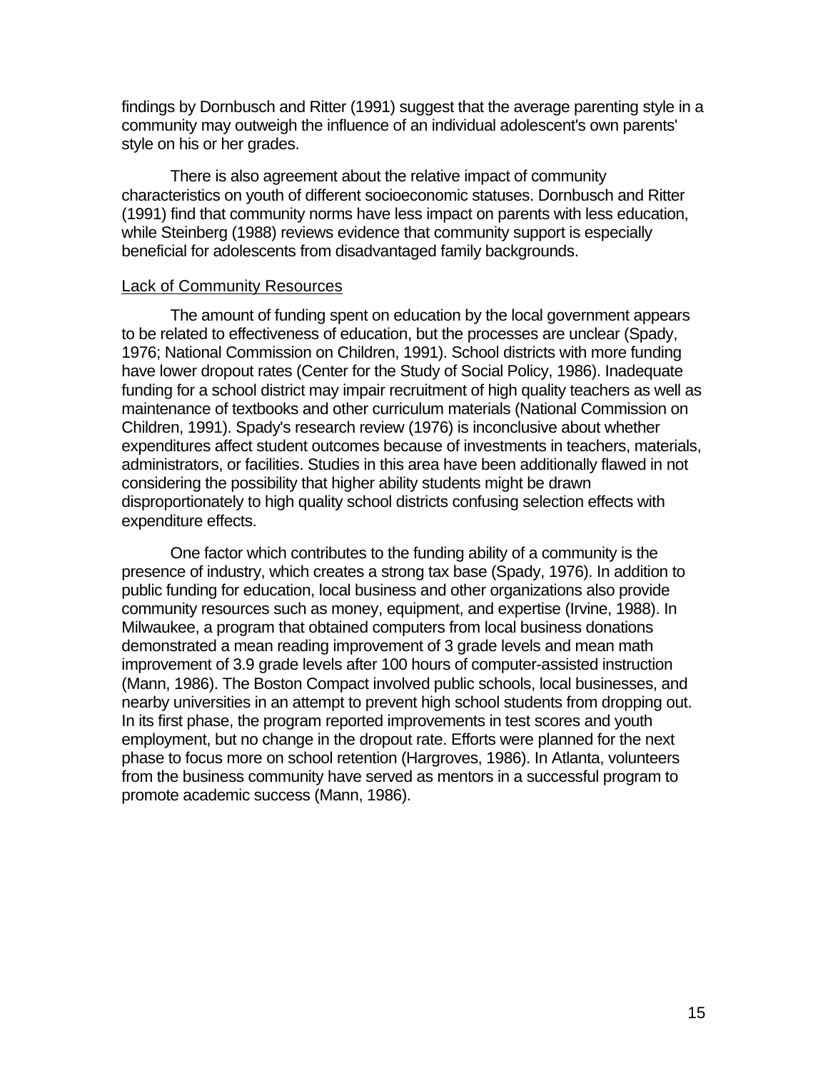findings by Dornbusch and Ritter (1991) suggest that the average parenting style in a community may outweigh the influence of an individual adolescent's own parents' style on his or her grades.

There is also agreement about the relative impact of community characteristics on youth of different socioeconomic statuses. Dornbusch and Ritter (1991) find that community norms have less impact on parents with less education, while Steinberg (1988) reviews evidence that community support is especially beneficial for adolescents from disadvantaged family backgrounds.

<u>Lack of Community Resources</u>

The amount of funding spent on education by the local government appears to be related to effectiveness of education, but the processes are unclear (Spady, 1976; National Commission on Children, 1991). School districts with more funding have lower dropout rates (Center for the Study of Social Policy, 1986). Inadequate funding for a school district may impair recruitment of high quality teachers as well as maintenance of textbooks and other curriculum materials (National Commission on Children, 1991). Spady's research review (1976) is inconclusive about whether expenditures affect student outcomes because of investments in teachers, materials, administrators, or facilities. Studies in this area have been additionally flawed in not considering the possibility that higher ability students might be drawn disproportionately to high quality school districts confusing selection effects with expenditure effects.

One factor which contributes to the funding ability of a community is the presence of industry, which creates a strong tax base (Spady, 1976). In addition to public funding for education, local business and other organizations also provide community resources such as money, equipment, and expertise (Irvine, 1988). In Milwaukee, a program that obtained computers from local business donations demonstrated a mean reading improvement of 3 grade levels and mean math improvement of 3.9 grade levels after 100 hours of computer-assisted instruction (Mann, 1986). The Boston Compact involved public schools, local businesses, and nearby universities in an attempt to prevent high school students from dropping out. In its first phase, the program reported improvements in test scores and youth employment, but no change in the dropout rate. Efforts were planned for the next phase to focus more on school retention (Hargroves, 1986). In Atlanta, volunteers from the business community have served as mentors in a successful program to promote academic success (Mann, 1986).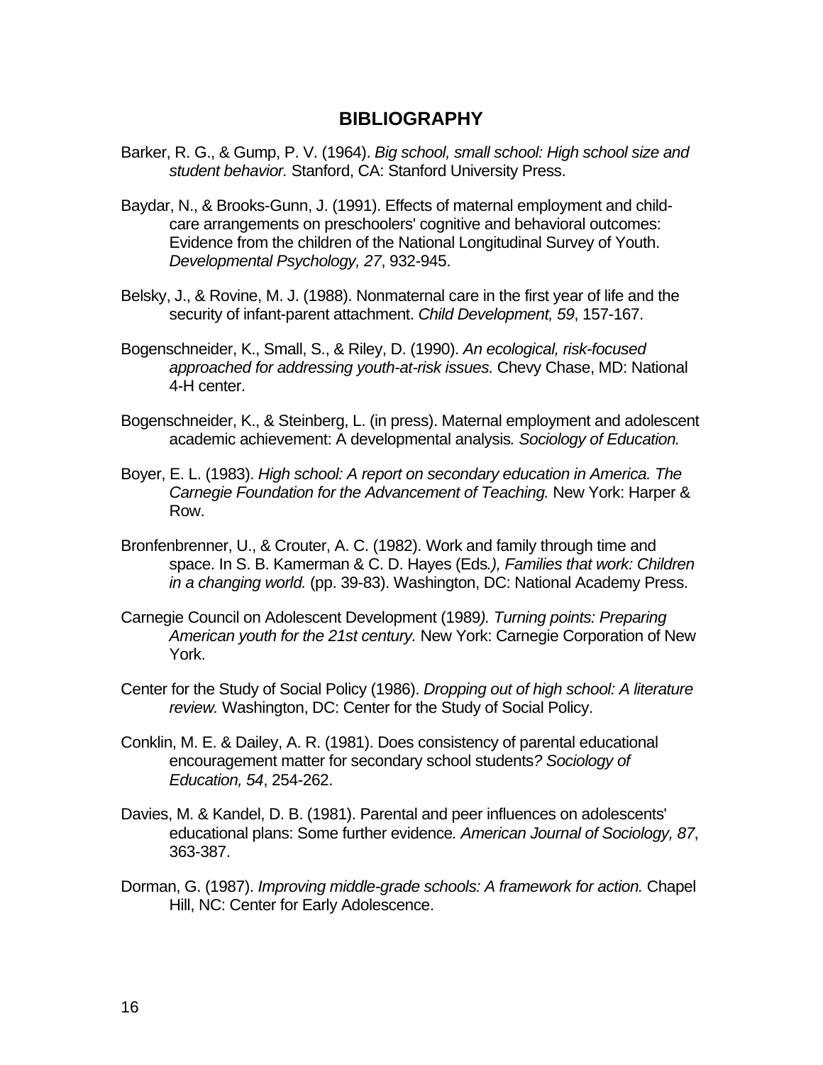## BIBLIOGRAPHY

Barker, R. G., & Gump, P. V. (1964). *Big school, small school: High school size and student behavior.* Stanford, CA: Stanford University Press.

Baydar, N., & Brooks-Gunn, J. (1991). Effects of maternal employment and child-care arrangements on preschoolers' cognitive and behavioral outcomes: Evidence from the children of the National Longitudinal Survey of Youth. *Developmental Psychology, 27*, 932-945.

Belsky, J., & Rovine, M. J. (1988). Nonmaternal care in the first year of life and the security of infant-parent attachment. *Child Development, 59*, 157-167.

Bogenschneider, K., Small, S., & Riley, D. (1990). *An ecological, risk-focused approached for addressing youth-at-risk issues.* Chevy Chase, MD: National 4-H center.

Bogenschneider, K., & Steinberg, L. (in press). Maternal employment and adolescent academic achievement: A developmental analysis*. Sociology of Education.*

Boyer, E. L. (1983). *High school: A report on secondary education in America. The Carnegie Foundation for the Advancement of Teaching.* New York: Harper & Row.

Bronfenbrenner, U., & Crouter, A. C. (1982). Work and family through time and space. In S. B. Kamerman & C. D. Hayes (Eds*.), Families that work: Children in a changing world.* (pp. 39-83). Washington, DC: National Academy Press.

Carnegie Council on Adolescent Development (1989*). Turning points: Preparing American youth for the 21st century.* New York: Carnegie Corporation of New York.

Center for the Study of Social Policy (1986). *Dropping out of high school: A literature review.* Washington, DC: Center for the Study of Social Policy.

Conklin, M. E. & Dailey, A. R. (1981). Does consistency of parental educational encouragement matter for secondary school students*? Sociology of Education, 54*, 254-262.

Davies, M. & Kandel, D. B. (1981). Parental and peer influences on adolescents' educational plans: Some further evidence*. American Journal of Sociology, 87*, 363-387.

Dorman, G. (1987). *Improving middle-grade schools: A framework for action.* Chapel Hill, NC: Center for Early Adolescence.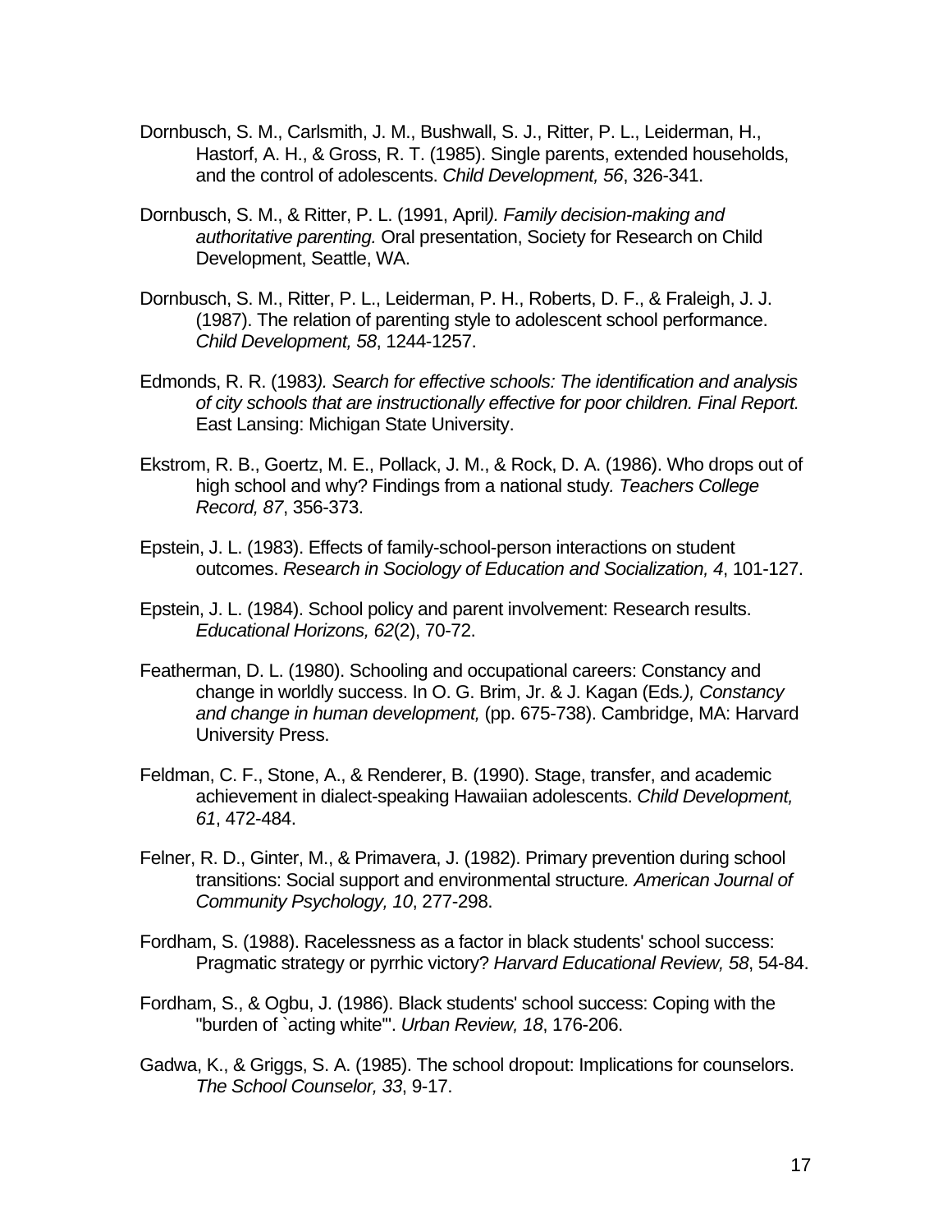Dornbusch, S. M., Carlsmith, J. M., Bushwall, S. J., Ritter, P. L., Leiderman, H., Hastorf, A. H., & Gross, R. T. (1985). Single parents, extended households, and the control of adolescents. *Child Development, 56*, 326-341.

Dornbusch, S. M., & Ritter, P. L. (1991, April*). Family decision-making and authoritative parenting.* Oral presentation, Society for Research on Child Development, Seattle, WA.

Dornbusch, S. M., Ritter, P. L., Leiderman, P. H., Roberts, D. F., & Fraleigh, J. J. (1987). The relation of parenting style to adolescent school performance. *Child Development, 58*, 1244-1257.

Edmonds, R. R. (1983*). Search for effective schools: The identification and analysis of city schools that are instructionally effective for poor children. Final Report.* East Lansing: Michigan State University.

Ekstrom, R. B., Goertz, M. E., Pollack, J. M., & Rock, D. A. (1986). Who drops out of high school and why? Findings from a national study*. Teachers College Record, 87*, 356-373.

Epstein, J. L. (1983). Effects of family-school-person interactions on student outcomes. *Research in Sociology of Education and Socialization, 4*, 101-127.

Epstein, J. L. (1984). School policy and parent involvement: Research results. *Educational Horizons, 62*(2), 70-72.

Featherman, D. L. (1980). Schooling and occupational careers: Constancy and change in worldly success. In O. G. Brim, Jr. & J. Kagan (Eds*.), Constancy and change in human development,* (pp. 675-738). Cambridge, MA: Harvard University Press.

Feldman, C. F., Stone, A., & Renderer, B. (1990). Stage, transfer, and academic achievement in dialect-speaking Hawaiian adolescents. *Child Development, 61*, 472-484.

Felner, R. D., Ginter, M., & Primavera, J. (1982). Primary prevention during school transitions: Social support and environmental structure*. American Journal of Community Psychology, 10*, 277-298.

Fordham, S. (1988). Racelessness as a factor in black students' school success: Pragmatic strategy or pyrrhic victory? *Harvard Educational Review, 58*, 54-84.

Fordham, S., & Ogbu, J. (1986). Black students' school success: Coping with the "burden of `acting white'". *Urban Review, 18*, 176-206.

Gadwa, K., & Griggs, S. A. (1985). The school dropout: Implications for counselors. *The School Counselor, 33*, 9-17.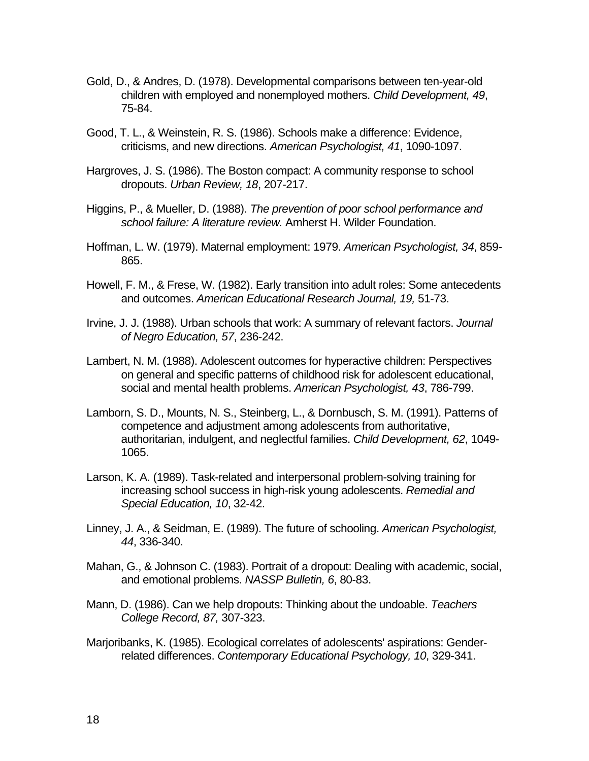Gold, D., & Andres, D. (1978). Developmental comparisons between ten-year-old children with employed and nonemployed mothers. *Child Development, 49*, 75-84.

Good, T. L., & Weinstein, R. S. (1986). Schools make a difference: Evidence, criticisms, and new directions. *American Psychologist, 41*, 1090-1097.

Hargroves, J. S. (1986). The Boston compact: A community response to school dropouts. *Urban Review, 18*, 207-217.

Higgins, P., & Mueller, D. (1988). *The prevention of poor school performance and school failure: A literature review.* Amherst H. Wilder Foundation.

Hoffman, L. W. (1979). Maternal employment: 1979. *American Psychologist, 34*, 859-865.

Howell, F. M., & Frese, W. (1982). Early transition into adult roles: Some antecedents and outcomes. *American Educational Research Journal, 19,* 51-73.

Irvine, J. J. (1988). Urban schools that work: A summary of relevant factors. *Journal of Negro Education, 57*, 236-242.

Lambert, N. M. (1988). Adolescent outcomes for hyperactive children: Perspectives on general and specific patterns of childhood risk for adolescent educational, social and mental health problems. *American Psychologist, 43*, 786-799.

Lamborn, S. D., Mounts, N. S., Steinberg, L., & Dornbusch, S. M. (1991). Patterns of competence and adjustment among adolescents from authoritative, authoritarian, indulgent, and neglectful families. *Child Development, 62*, 1049-1065.

Larson, K. A. (1989). Task-related and interpersonal problem-solving training for increasing school success in high-risk young adolescents. *Remedial and Special Education, 10*, 32-42.

Linney, J. A., & Seidman, E. (1989). The future of schooling. *American Psychologist, 44*, 336-340.

Mahan, G., & Johnson C. (1983). Portrait of a dropout: Dealing with academic, social, and emotional problems. *NASSP Bulletin, 6*, 80-83.

Mann, D. (1986). Can we help dropouts: Thinking about the undoable. *Teachers College Record, 87,* 307-323.

Marjoribanks, K. (1985). Ecological correlates of adolescents' aspirations: Gender-related differences. *Contemporary Educational Psychology, 10*, 329-341.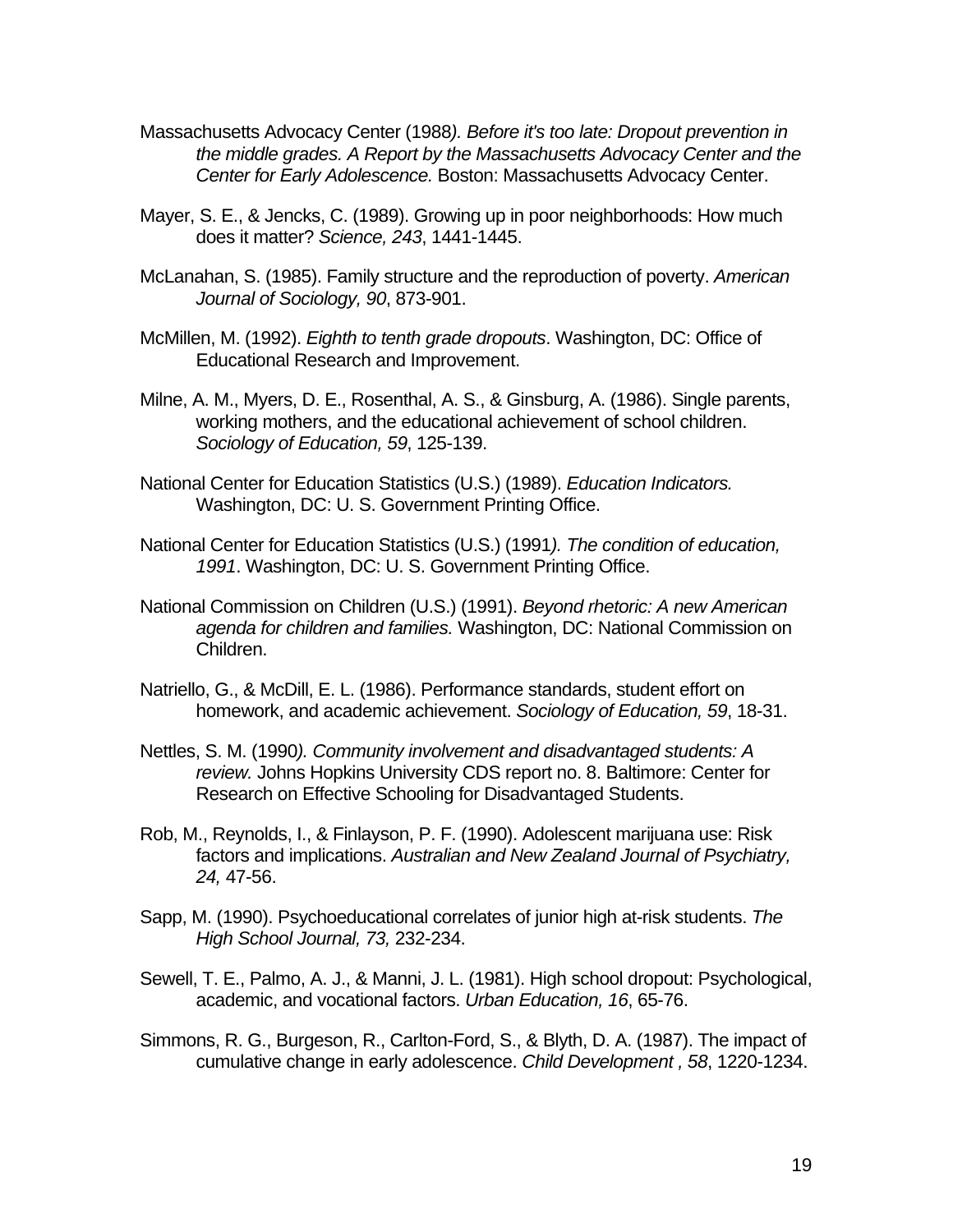Massachusetts Advocacy Center (1988*). Before it's too late: Dropout prevention in the middle grades. A Report by the Massachusetts Advocacy Center and the Center for Early Adolescence.* Boston: Massachusetts Advocacy Center.

Mayer, S. E., & Jencks, C. (1989). Growing up in poor neighborhoods: How much does it matter? *Science, 243*, 1441-1445.

McLanahan, S. (1985). Family structure and the reproduction of poverty. *American Journal of Sociology, 90*, 873-901.

McMillen, M. (1992). *Eighth to tenth grade dropouts*. Washington, DC: Office of Educational Research and Improvement.

Milne, A. M., Myers, D. E., Rosenthal, A. S., & Ginsburg, A. (1986). Single parents, working mothers, and the educational achievement of school children. *Sociology of Education, 59*, 125-139.

National Center for Education Statistics (U.S.) (1989). *Education Indicators.* Washington, DC: U. S. Government Printing Office.

National Center for Education Statistics (U.S.) (1991*). The condition of education, 1991*. Washington, DC: U. S. Government Printing Office.

National Commission on Children (U.S.) (1991). *Beyond rhetoric: A new American agenda for children and families.* Washington, DC: National Commission on Children.

Natriello, G., & McDill, E. L. (1986). Performance standards, student effort on homework, and academic achievement. *Sociology of Education, 59*, 18-31.

Nettles, S. M. (1990*). Community involvement and disadvantaged students: A review.* Johns Hopkins University CDS report no. 8. Baltimore: Center for Research on Effective Schooling for Disadvantaged Students.

Rob, M., Reynolds, I., & Finlayson, P. F. (1990). Adolescent marijuana use: Risk factors and implications. *Australian and New Zealand Journal of Psychiatry, 24,* 47-56.

Sapp, M. (1990). Psychoeducational correlates of junior high at-risk students. *The High School Journal, 73,* 232-234.

Sewell, T. E., Palmo, A. J., & Manni, J. L. (1981). High school dropout: Psychological, academic, and vocational factors. *Urban Education, 16*, 65-76.

Simmons, R. G., Burgeson, R., Carlton-Ford, S., & Blyth, D. A. (1987). The impact of cumulative change in early adolescence. *Child Development , 58*, 1220-1234.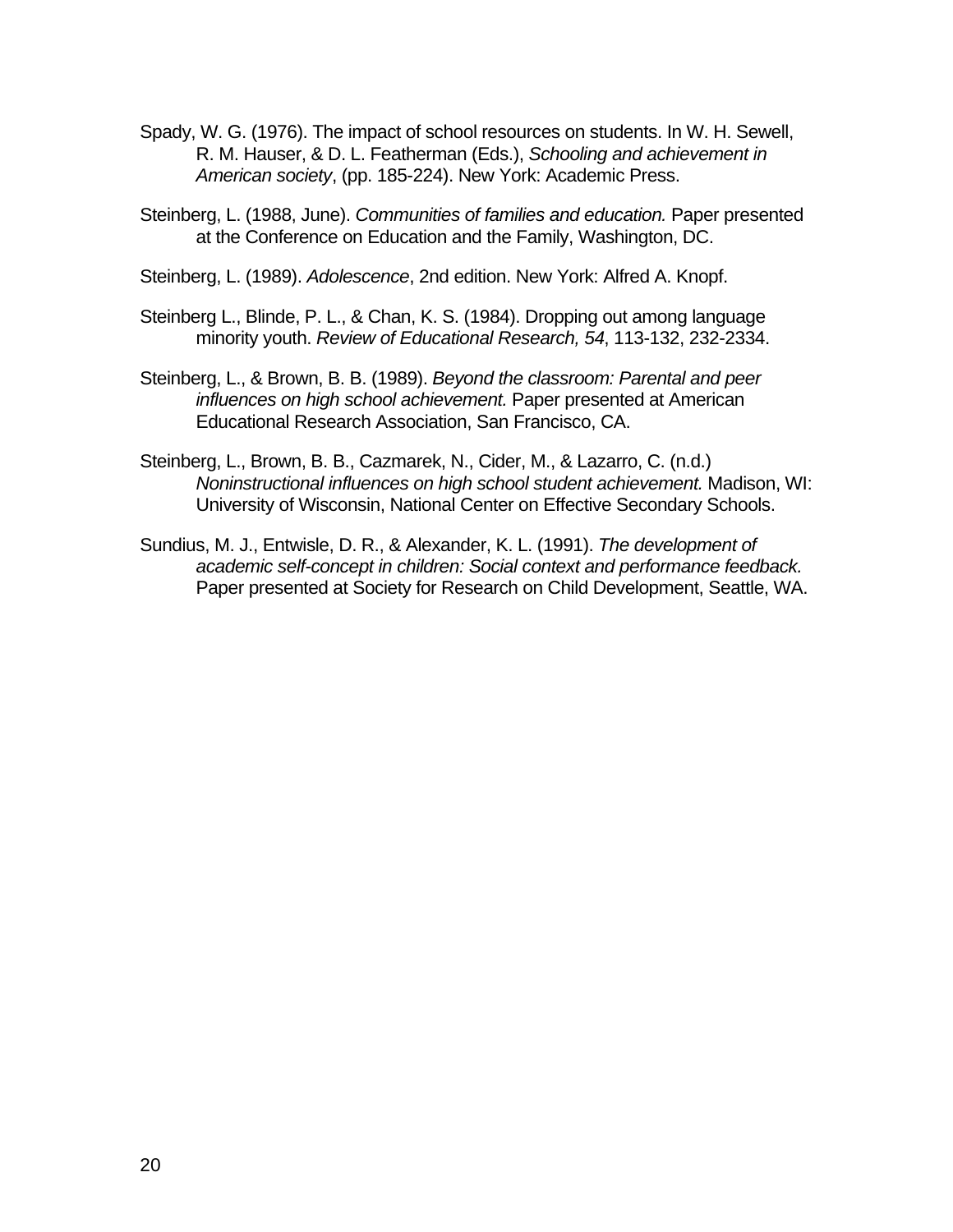Spady, W. G. (1976). The impact of school resources on students. In W. H. Sewell, R. M. Hauser, & D. L. Featherman (Eds.), *Schooling and achievement in American society*, (pp. 185-224). New York: Academic Press.

Steinberg, L. (1988, June). *Communities of families and education.* Paper presented at the Conference on Education and the Family, Washington, DC.

Steinberg, L. (1989). *Adolescence*, 2nd edition. New York: Alfred A. Knopf.

Steinberg L., Blinde, P. L., & Chan, K. S. (1984). Dropping out among language minority youth. *Review of Educational Research, 54*, 113-132, 232-2334.

Steinberg, L., & Brown, B. B. (1989). *Beyond the classroom: Parental and peer influences on high school achievement.* Paper presented at American Educational Research Association, San Francisco, CA.

Steinberg, L., Brown, B. B., Cazmarek, N., Cider, M., & Lazarro, C. (n.d.) *Noninstructional influences on high school student achievement.* Madison, WI: University of Wisconsin, National Center on Effective Secondary Schools.

Sundius, M. J., Entwisle, D. R., & Alexander, K. L. (1991). *The development of academic self-concept in children: Social context and performance feedback.* Paper presented at Society for Research on Child Development, Seattle, WA.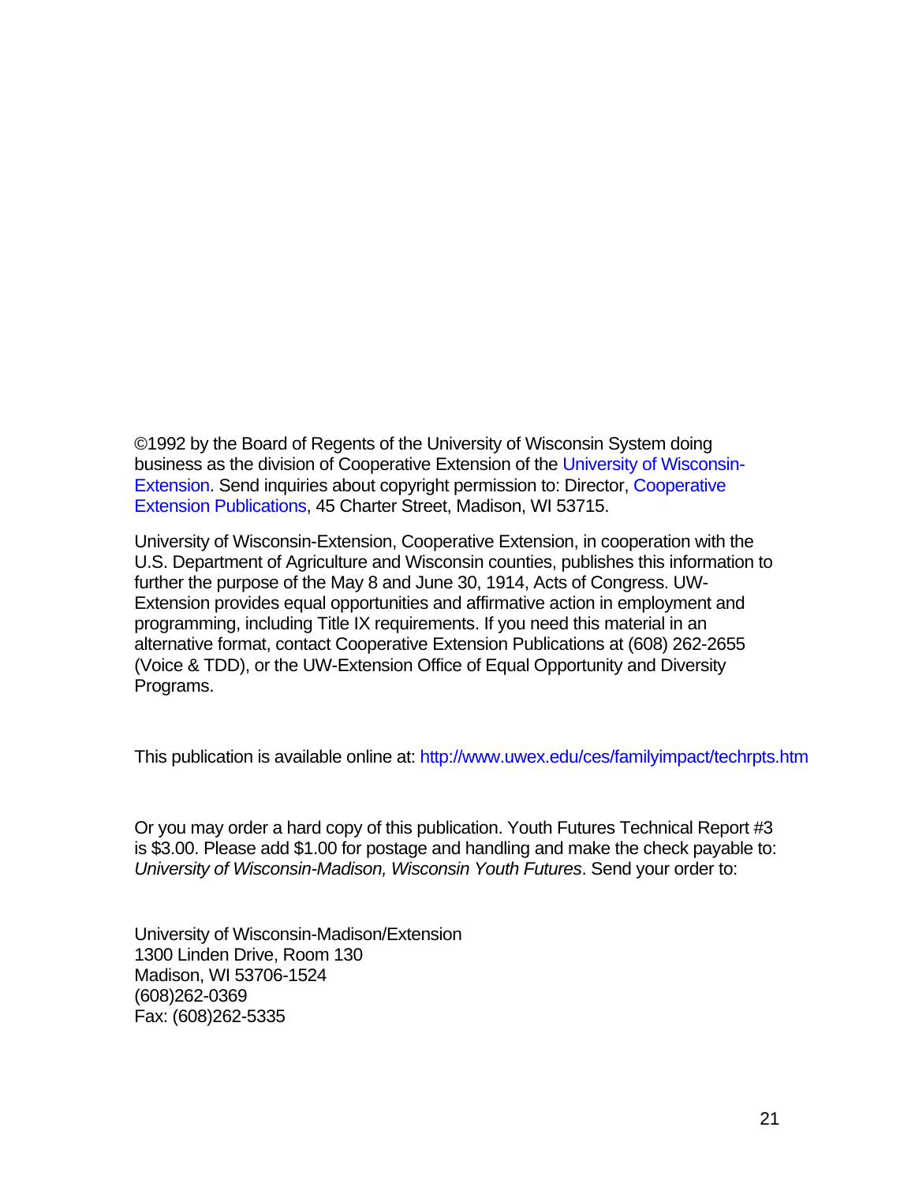©1992 by the Board of Regents of the University of Wisconsin System doing business as the division of Cooperative Extension of the University of Wisconsin-Extension. Send inquiries about copyright permission to: Director, Cooperative Extension Publications, 45 Charter Street, Madison, WI 53715.

University of Wisconsin-Extension, Cooperative Extension, in cooperation with the U.S. Department of Agriculture and Wisconsin counties, publishes this information to further the purpose of the May 8 and June 30, 1914, Acts of Congress. UW-Extension provides equal opportunities and affirmative action in employment and programming, including Title IX requirements. If you need this material in an alternative format, contact Cooperative Extension Publications at (608) 262-2655 (Voice & TDD), or the UW-Extension Office of Equal Opportunity and Diversity Programs.

This publication is available online at: http://www.uwex.edu/ces/familyimpact/techrpts.htm

Or you may order a hard copy of this publication. Youth Futures Technical Report #3 is $3.00. Please add $1.00 for postage and handling and make the check payable to: *University of Wisconsin-Madison, Wisconsin Youth Futures*. Send your order to:

University of Wisconsin-Madison/Extension
1300 Linden Drive, Room 130
Madison, WI 53706-1524
(608)262-0369
Fax: (608)262-5335